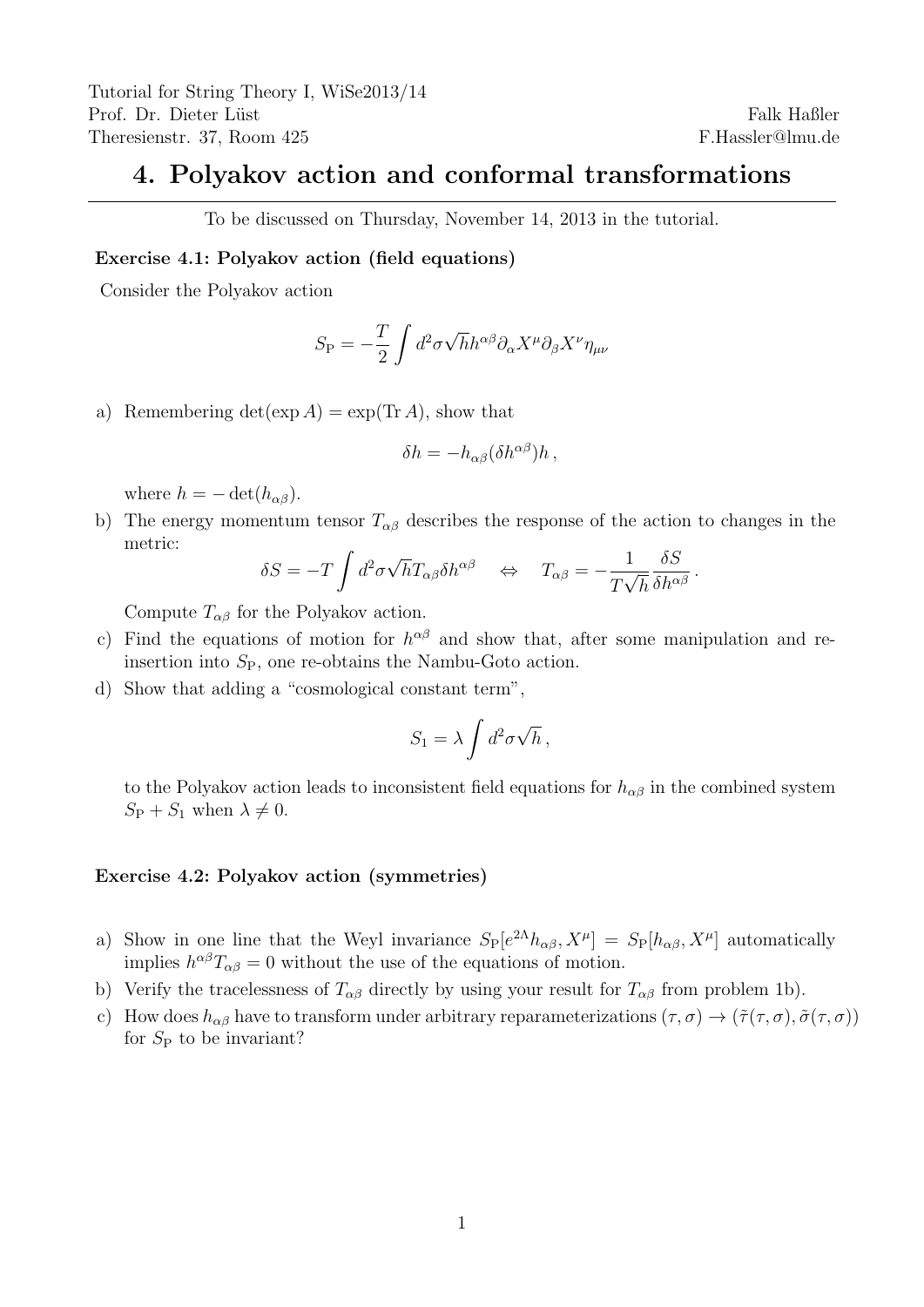Tutorial for String Theory I, WiSe2013/14
Prof. Dr. Dieter Lüst — Falk Haßler
Theresienstr. 37, Room 425 — F.Hassler@lmu.de

# 4. Polyakov action and conformal transformations

To be discussed on Thursday, November 14, 2013 in the tutorial.

### Exercise 4.1: Polyakov action (field equations)

Consider the Polyakov action

$$S_{\mathrm{P}} = -\frac{T}{2}\int d^2\sigma \sqrt{h} h^{\alpha\beta}\partial_\alpha X^\mu \partial_\beta X^\nu \eta_{\mu\nu}$$

a) Remembering $\det(\exp A) = \exp(\mathrm{Tr}\, A)$, show that

$$\delta h = -h_{\alpha\beta}(\delta h^{\alpha\beta})h\,,$$

where $h = -\det(h_{\alpha\beta})$.

b) The energy momentum tensor $T_{\alpha\beta}$ describes the response of the action to changes in the metric:

$$\delta S = -T\int d^2\sigma\sqrt{h}T_{\alpha\beta}\delta h^{\alpha\beta} \quad \Leftrightarrow \quad T_{\alpha\beta} = -\frac{1}{T\sqrt{h}}\frac{\delta S}{\delta h^{\alpha\beta}}\,.$$

Compute $T_{\alpha\beta}$ for the Polyakov action.

c) Find the equations of motion for $h^{\alpha\beta}$ and show that, after some manipulation and re-insertion into $S_{\mathrm{P}}$, one re-obtains the Nambu-Goto action.

d) Show that adding a "cosmological constant term",

$$S_1 = \lambda\int d^2\sigma\sqrt{h}\,,$$

to the Polyakov action leads to inconsistent field equations for $h_{\alpha\beta}$ in the combined system $S_{\mathrm{P}} + S_1$ when $\lambda \neq 0$.

### Exercise 4.2: Polyakov action (symmetries)

a) Show in one line that the Weyl invariance $S_{\mathrm{P}}[e^{2\Lambda}h_{\alpha\beta}, X^\mu] = S_{\mathrm{P}}[h_{\alpha\beta}, X^\mu]$ automatically implies $h^{\alpha\beta}T_{\alpha\beta} = 0$ without the use of the equations of motion.

b) Verify the tracelessness of $T_{\alpha\beta}$ directly by using your result for $T_{\alpha\beta}$ from problem 1b).

c) How does $h_{\alpha\beta}$ have to transform under arbitrary reparameterizations $(\tau, \sigma) \to (\tilde{\tau}(\tau,\sigma), \tilde{\sigma}(\tau,\sigma))$ for $S_{\mathrm{P}}$ to be invariant?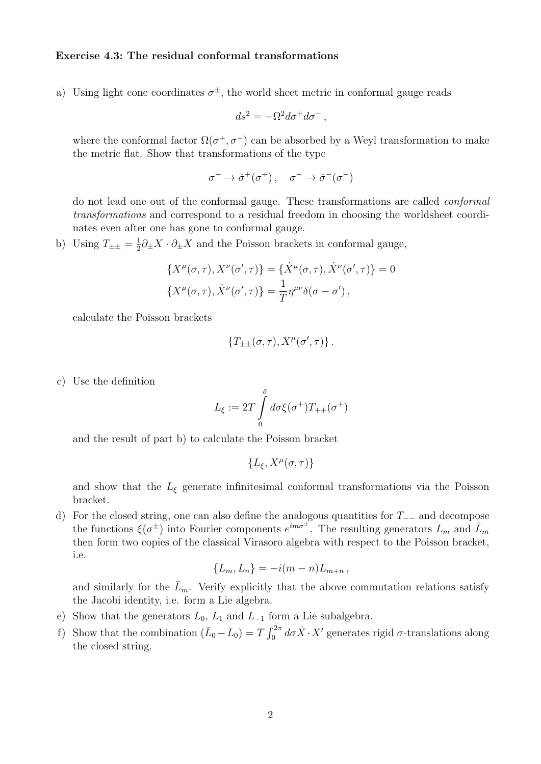**Exercise 4.3: The residual conformal transformations**

a) Using light cone coordinates $\sigma^{\pm}$, the world sheet metric in conformal gauge reads

$$ds^2 = -\Omega^2 d\sigma^+ d\sigma^- \,,$$

where the conformal factor $\Omega(\sigma^+, \sigma^-)$ can be absorbed by a Weyl transformation to make the metric flat. Show that transformations of the type

$$\sigma^+ \to \tilde{\sigma}^+(\sigma^+) \,, \quad \sigma^- \to \tilde{\sigma}^-(\sigma^-)$$

do not lead one out of the conformal gauge. These transformations are called *conformal transformations* and correspond to a residual freedom in choosing the worldsheet coordinates even after one has gone to conformal gauge.

b) Using $T_{\pm\pm} = \frac{1}{2}\partial_\pm X \cdot \partial_\pm X$ and the Poisson brackets in conformal gauge,

$$\{X^\mu(\sigma,\tau), X^\nu(\sigma',\tau)\} = \{\dot{X}^\mu(\sigma,\tau), \dot{X}^\nu(\sigma',\tau)\} = 0$$
$$\{X^\mu(\sigma,\tau), \dot{X}^\nu(\sigma',\tau)\} = \frac{1}{T}\eta^{\mu\nu}\delta(\sigma - \sigma') \,,$$

calculate the Poisson brackets

$$\{T_{\pm\pm}(\sigma,\tau), X^\mu(\sigma',\tau)\} \,.$$

c) Use the definition

$$L_\xi := 2T \int_0^{\bar{\sigma}} d\sigma \xi(\sigma^+) T_{++}(\sigma^+)$$

and the result of part b) to calculate the Poisson bracket

$$\{L_\xi, X^\mu(\sigma,\tau)\}$$

and show that the $L_\xi$ generate infinitesimal conformal transformations via the Poisson bracket.

d) For the closed string, one can also define the analogous quantities for $T_{--}$ and decompose the functions $\xi(\sigma^\pm)$ into Fourier components $e^{im\sigma^\pm}$. The resulting generators $L_m$ and $\bar{L}_m$ then form two copies of the classical Virasoro algebra with respect to the Poisson bracket, i.e.

$$\{L_m, L_n\} = -i(m-n)L_{m+n} \,,$$

and similarly for the $\bar{L}_m$. Verify explicitly that the above commutation relations satisfy the Jacobi identity, i.e. form a Lie algebra.

e) Show that the generators $L_0$, $L_1$ and $L_{-1}$ form a Lie subalgebra.

f) Show that the combination $(\bar{L}_0 - L_0) = T\int_0^{2\pi} d\sigma \dot{X} \cdot X'$ generates rigid $\sigma$-translations along the closed string.